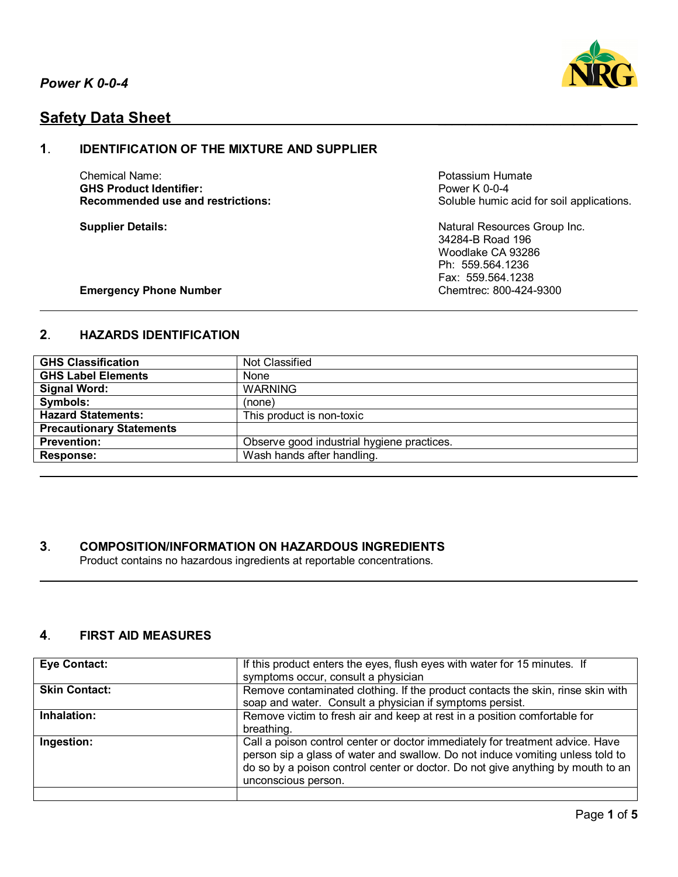*Power K 0-0-4*

## Safety Data Sheet

### 1. IDENTIFICATION OF THE MIXTURE AND SUPPLIER

| | |
|---|---|
| Chemical Name: | Potassium Humate |
| **GHS Product Identifier:** | Power K 0-0-4 |
| **Recommended use and restrictions:** | Soluble humic acid for soil applications. |
| **Supplier Details:** | Natural Resources Group Inc.<br>34284-B Road 196<br>Woodlake CA 93286<br>Ph: 559.564.1236<br>Fax: 559.564.1238 |
| **Emergency Phone Number** | Chemtrec: 800-424-9300 |

### 2. HAZARDS IDENTIFICATION

| | |
|---|---|
| **GHS Classification** | Not Classified |
| **GHS Label Elements** | None |
| **Signal Word:** | WARNING |
| **Symbols:** | (none) |
| **Hazard Statements:** | This product is non-toxic |
| **Precautionary Statements** | |
| **Prevention:** | Observe good industrial hygiene practices. |
| **Response:** | Wash hands after handling. |

### 3. COMPOSITION/INFORMATION ON HAZARDOUS INGREDIENTS

Product contains no hazardous ingredients at reportable concentrations.

### 4. FIRST AID MEASURES

| | |
|---|---|
| **Eye Contact:** | If this product enters the eyes, flush eyes with water for 15 minutes. If symptoms occur, consult a physician |
| **Skin Contact:** | Remove contaminated clothing. If the product contacts the skin, rinse skin with soap and water. Consult a physician if symptoms persist. |
| **Inhalation:** | Remove victim to fresh air and keep at rest in a position comfortable for breathing. |
| **Ingestion:** | Call a poison control center or doctor immediately for treatment advice. Have person sip a glass of water and swallow. Do not induce vomiting unless told to do so by a poison control center or doctor. Do not give anything by mouth to an unconscious person. |
| | |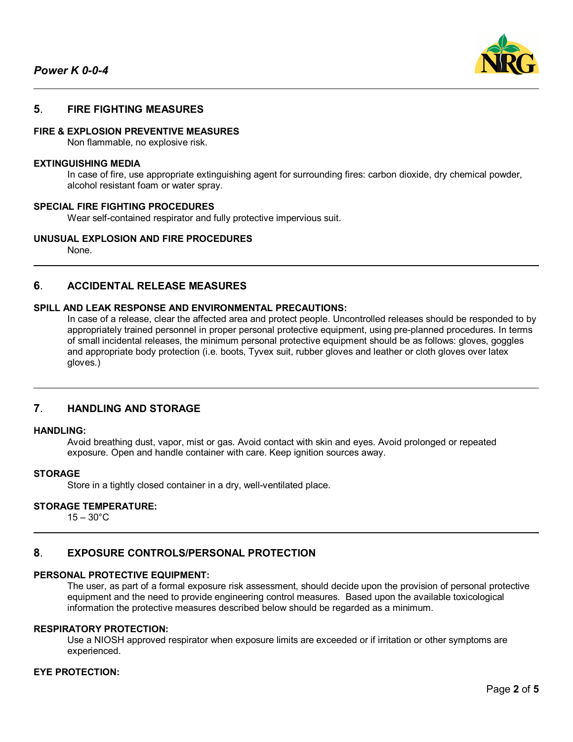## 5. FIRE FIGHTING MEASURES

**FIRE & EXPLOSION PREVENTIVE MEASURES**

Non flammable, no explosive risk.

**EXTINGUISHING MEDIA**

In case of fire, use appropriate extinguishing agent for surrounding fires: carbon dioxide, dry chemical powder, alcohol resistant foam or water spray.

**SPECIAL FIRE FIGHTING PROCEDURES**

Wear self-contained respirator and fully protective impervious suit.

**UNUSUAL EXPLOSION AND FIRE PROCEDURES**

None.

## 6. ACCIDENTAL RELEASE MEASURES

**SPILL AND LEAK RESPONSE AND ENVIRONMENTAL PRECAUTIONS:**

In case of a release, clear the affected area and protect people. Uncontrolled releases should be responded to by appropriately trained personnel in proper personal protective equipment, using pre-planned procedures. In terms of small incidental releases, the minimum personal protective equipment should be as follows: gloves, goggles and appropriate body protection (i.e. boots, Tyvex suit, rubber gloves and leather or cloth gloves over latex gloves.)

## 7. HANDLING AND STORAGE

**HANDLING:**

Avoid breathing dust, vapor, mist or gas. Avoid contact with skin and eyes. Avoid prolonged or repeated exposure. Open and handle container with care. Keep ignition sources away.

**STORAGE**

Store in a tightly closed container in a dry, well-ventilated place.

**STORAGE TEMPERATURE:**

15 – 30°C

## 8. EXPOSURE CONTROLS/PERSONAL PROTECTION

**PERSONAL PROTECTIVE EQUIPMENT:**

The user, as part of a formal exposure risk assessment, should decide upon the provision of personal protective equipment and the need to provide engineering control measures. Based upon the available toxicological information the protective measures described below should be regarded as a minimum.

**RESPIRATORY PROTECTION:**

Use a NIOSH approved respirator when exposure limits are exceeded or if irritation or other symptoms are experienced.

**EYE PROTECTION:**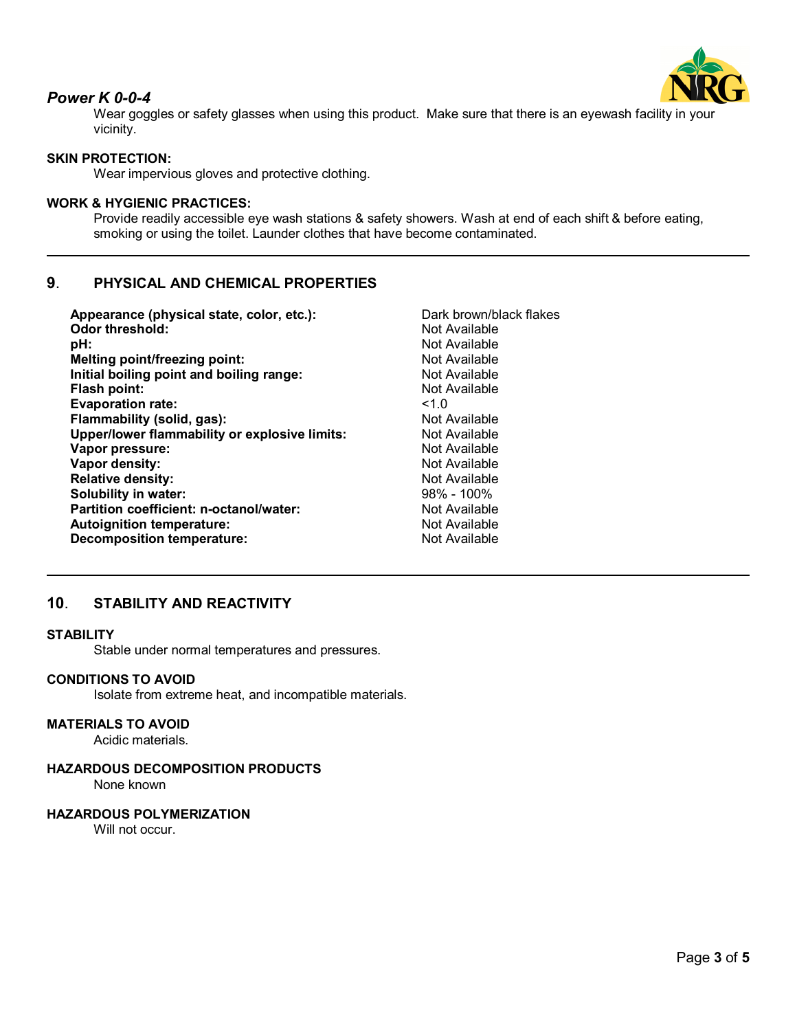Wear goggles or safety glasses when using this product. Make sure that there is an eyewash facility in your vicinity.

**SKIN PROTECTION:**

Wear impervious gloves and protective clothing.

**WORK & HYGIENIC PRACTICES:**

Provide readily accessible eye wash stations & safety showers. Wash at end of each shift & before eating, smoking or using the toilet. Launder clothes that have become contaminated.

## 9. PHYSICAL AND CHEMICAL PROPERTIES

| | |
|---|---|
| **Appearance (physical state, color, etc.):** | Dark brown/black flakes |
| **Odor threshold:** | Not Available |
| **pH:** | Not Available |
| **Melting point/freezing point:** | Not Available |
| **Initial boiling point and boiling range:** | Not Available |
| **Flash point:** | Not Available |
| **Evaporation rate:** | <1.0 |
| **Flammability (solid, gas):** | Not Available |
| **Upper/lower flammability or explosive limits:** | Not Available |
| **Vapor pressure:** | Not Available |
| **Vapor density:** | Not Available |
| **Relative density:** | Not Available |
| **Solubility in water:** | 98% - 100% |
| **Partition coefficient: n-octanol/water:** | Not Available |
| **Autoignition temperature:** | Not Available |
| **Decomposition temperature:** | Not Available |

## 10. STABILITY AND REACTIVITY

**STABILITY**

Stable under normal temperatures and pressures.

**CONDITIONS TO AVOID**

Isolate from extreme heat, and incompatible materials.

**MATERIALS TO AVOID**

Acidic materials.

**HAZARDOUS DECOMPOSITION PRODUCTS**

None known

**HAZARDOUS POLYMERIZATION**

Will not occur.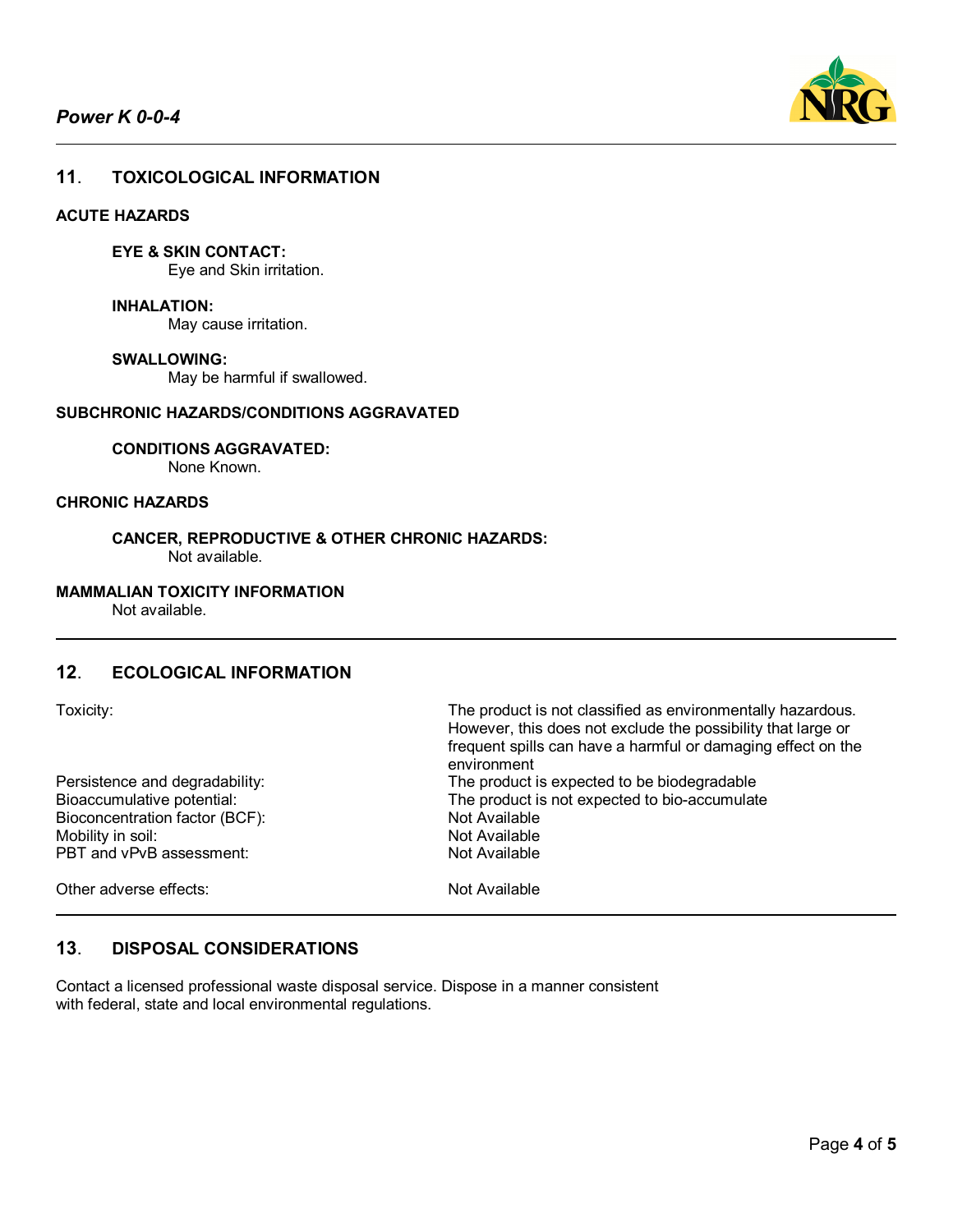## 11. TOXICOLOGICAL INFORMATION

**ACUTE HAZARDS**

**EYE & SKIN CONTACT:**
Eye and Skin irritation.

**INHALATION:**
May cause irritation.

**SWALLOWING:**
May be harmful if swallowed.

**SUBCHRONIC HAZARDS/CONDITIONS AGGRAVATED**

**CONDITIONS AGGRAVATED:**
None Known.

**CHRONIC HAZARDS**

**CANCER, REPRODUCTIVE & OTHER CHRONIC HAZARDS:**
Not available.

**MAMMALIAN TOXICITY INFORMATION**
Not available.

## 12. ECOLOGICAL INFORMATION

| | |
|---|---|
| Toxicity: | The product is not classified as environmentally hazardous. However, this does not exclude the possibility that large or frequent spills can have a harmful or damaging effect on the environment |
| Persistence and degradability: | The product is expected to be biodegradable |
| Bioaccumulative potential: | The product is not expected to bio-accumulate |
| Bioconcentration factor (BCF): | Not Available |
| Mobility in soil: | Not Available |
| PBT and vPvB assessment: | Not Available |
| Other adverse effects: | Not Available |

## 13. DISPOSAL CONSIDERATIONS

Contact a licensed professional waste disposal service. Dispose in a manner consistent with federal, state and local environmental regulations.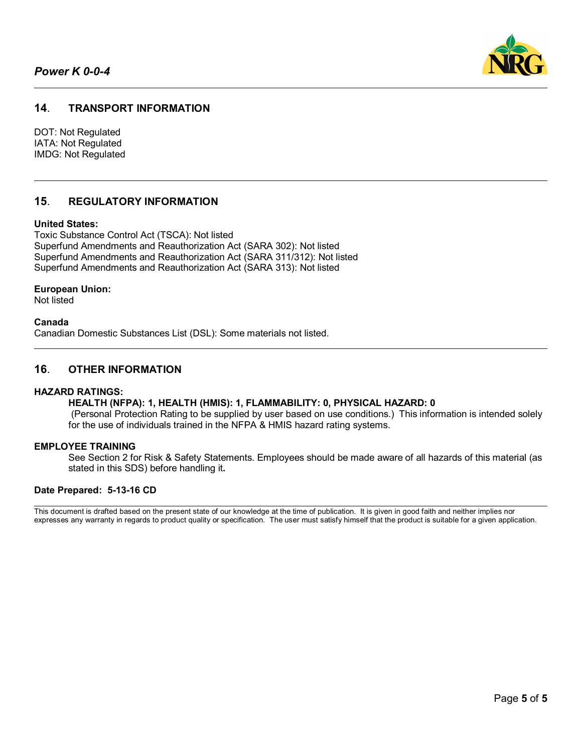## 14. TRANSPORT INFORMATION

DOT: Not Regulated
IATA: Not Regulated
IMDG: Not Regulated

## 15. REGULATORY INFORMATION

**United States:**
Toxic Substance Control Act (TSCA): Not listed
Superfund Amendments and Reauthorization Act (SARA 302): Not listed
Superfund Amendments and Reauthorization Act (SARA 311/312): Not listed
Superfund Amendments and Reauthorization Act (SARA 313): Not listed

**European Union:**
Not listed

**Canada**
Canadian Domestic Substances List (DSL): Some materials not listed.

## 16. OTHER INFORMATION

**HAZARD RATINGS:**

**HEALTH (NFPA): 1, HEALTH (HMIS): 1, FLAMMABILITY: 0, PHYSICAL HAZARD: 0**
(Personal Protection Rating to be supplied by user based on use conditions.) This information is intended solely for the use of individuals trained in the NFPA & HMIS hazard rating systems.

**EMPLOYEE TRAINING**

See Section 2 for Risk & Safety Statements. Employees should be made aware of all hazards of this material (as stated in this SDS) before handling it.

**Date Prepared: 5-13-16 CD**

This document is drafted based on the present state of our knowledge at the time of publication. It is given in good faith and neither implies nor expresses any warranty in regards to product quality or specification. The user must satisfy himself that the product is suitable for a given application.